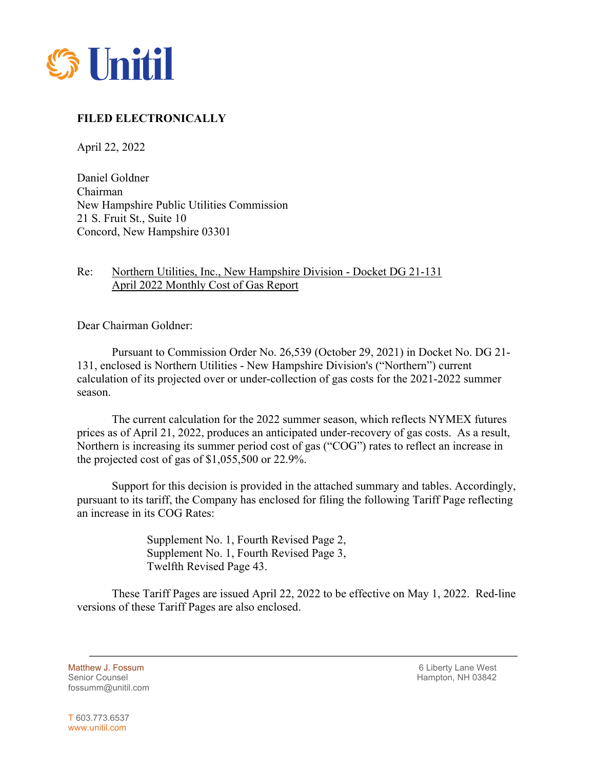Unitil

**FILED ELECTRONICALLY**

April 22, 2022

Daniel Goldner
Chairman
New Hampshire Public Utilities Commission
21 S. Fruit St., Suite 10
Concord, New Hampshire 03301

Re: Northern Utilities, Inc., New Hampshire Division - Docket DG 21-131
April 2022 Monthly Cost of Gas Report

Dear Chairman Goldner:

Pursuant to Commission Order No. 26,539 (October 29, 2021) in Docket No. DG 21-131, enclosed is Northern Utilities - New Hampshire Division's ("Northern") current calculation of its projected over or under-collection of gas costs for the 2021-2022 summer season.

The current calculation for the 2022 summer season, which reflects NYMEX futures prices as of April 21, 2022, produces an anticipated under-recovery of gas costs. As a result, Northern is increasing its summer period cost of gas ("COG") rates to reflect an increase in the projected cost of gas of $1,055,500 or 22.9%.

Support for this decision is provided in the attached summary and tables. Accordingly, pursuant to its tariff, the Company has enclosed for filing the following Tariff Page reflecting an increase in its COG Rates:

Supplement No. 1, Fourth Revised Page 2,
Supplement No. 1, Fourth Revised Page 3,
Twelfth Revised Page 43.

These Tariff Pages are issued April 22, 2022 to be effective on May 1, 2022. Red-line versions of these Tariff Pages are also enclosed.

Matthew J. Fossum
Senior Counsel
fossumm@unitil.com

6 Liberty Lane West
Hampton, NH 03842

T 603.773.6537
www.unitil.com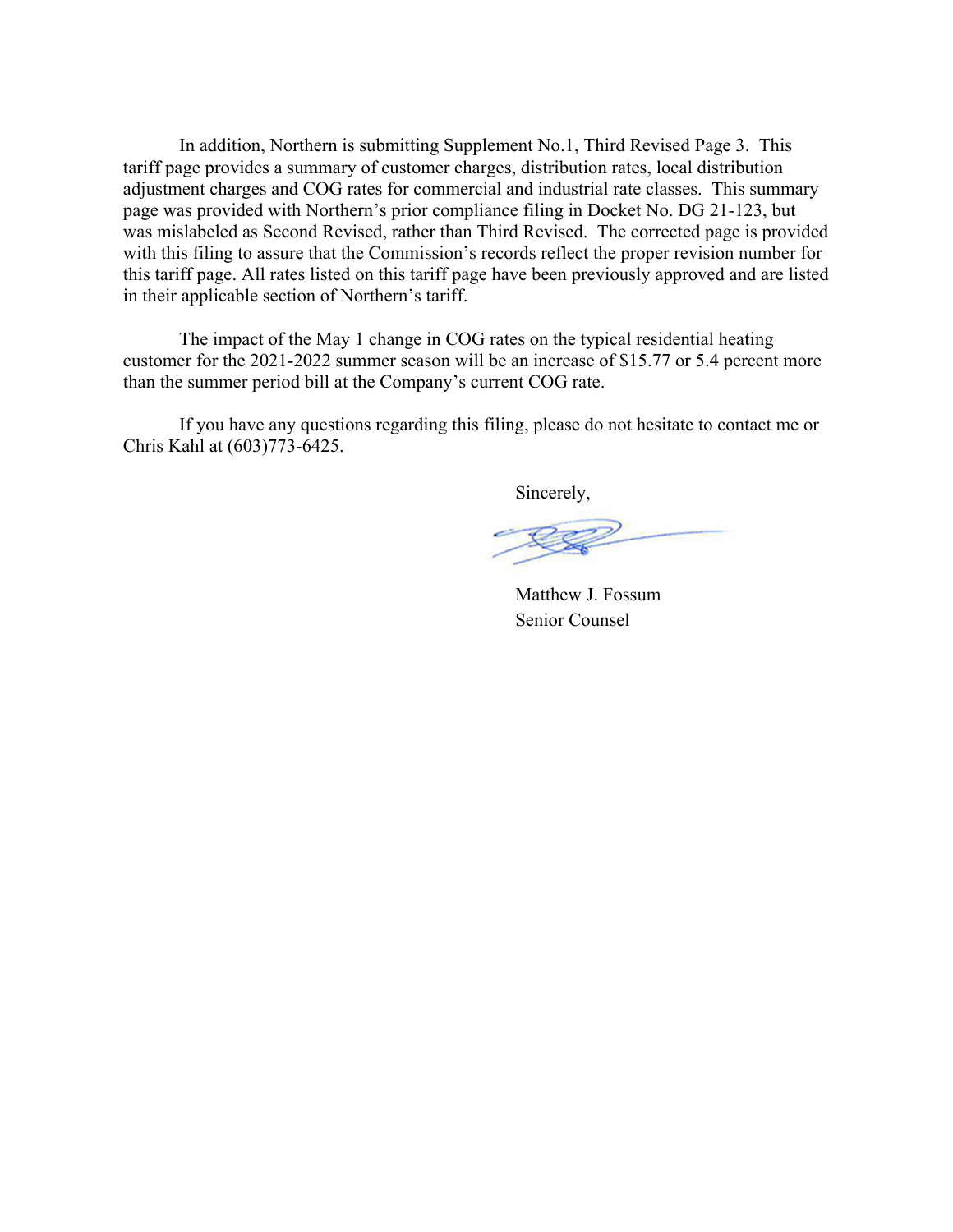In addition, Northern is submitting Supplement No.1, Third Revised Page 3. This tariff page provides a summary of customer charges, distribution rates, local distribution adjustment charges and COG rates for commercial and industrial rate classes. This summary page was provided with Northern's prior compliance filing in Docket No. DG 21-123, but was mislabeled as Second Revised, rather than Third Revised. The corrected page is provided with this filing to assure that the Commission's records reflect the proper revision number for this tariff page. All rates listed on this tariff page have been previously approved and are listed in their applicable section of Northern's tariff.

The impact of the May 1 change in COG rates on the typical residential heating customer for the 2021-2022 summer season will be an increase of $15.77 or 5.4 percent more than the summer period bill at the Company's current COG rate.

If you have any questions regarding this filing, please do not hesitate to contact me or Chris Kahl at (603)773-6425.

Sincerely,

Matthew J. Fossum
Senior Counsel